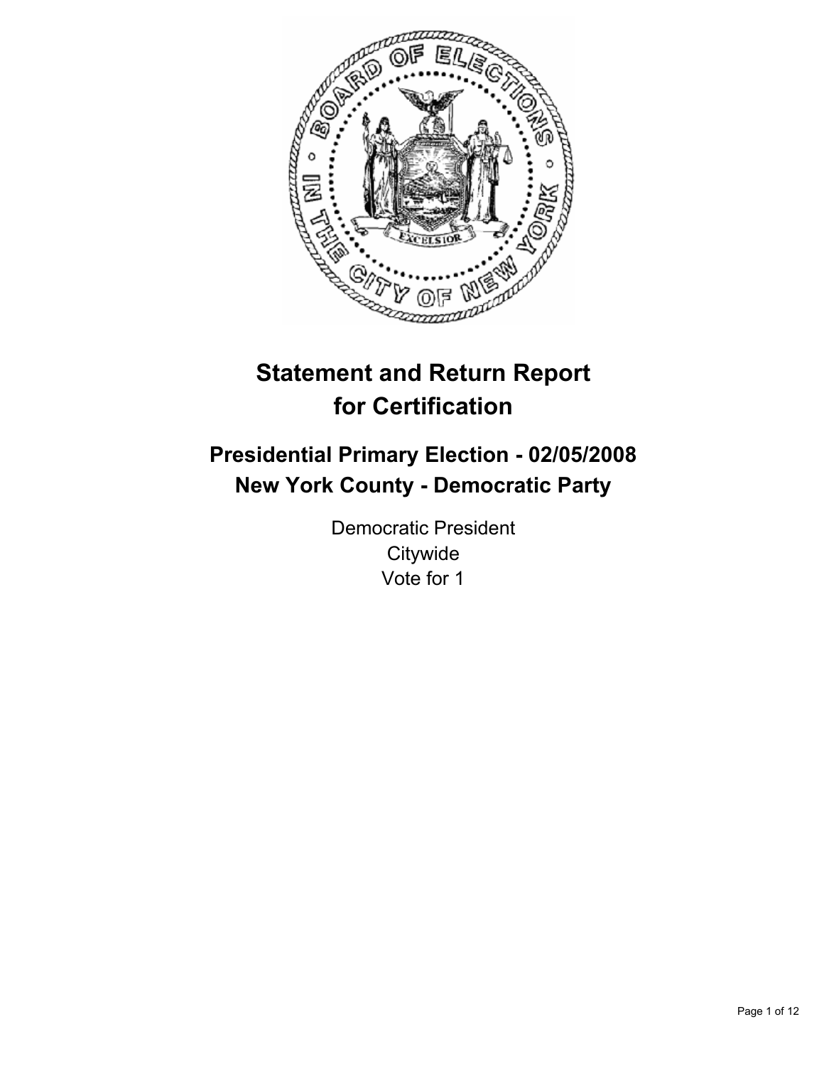# Statement and Return Report for Certification

## Presidential Primary Election - 02/05/2008
## New York County - Democratic Party

Democratic President
Citywide
Vote for 1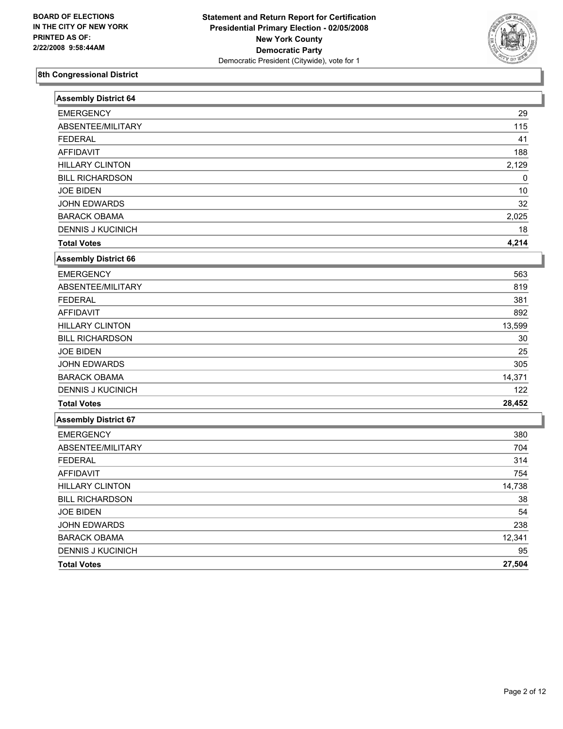BOARD OF ELECTIONS
IN THE CITY OF NEW YORK
PRINTED AS OF:
2/22/2008 9:58:44AM

**Statement and Return Report for Certification**
**Presidential Primary Election - 02/05/2008**
**New York County**
**Democratic Party**
Democratic President (Citywide), vote for 1

## 8th Congressional District

### Assembly District 64

| | |
|---|---|
| EMERGENCY | 29 |
| ABSENTEE/MILITARY | 115 |
| FEDERAL | 41 |
| AFFIDAVIT | 188 |
| HILLARY CLINTON | 2,129 |
| BILL RICHARDSON | 0 |
| JOE BIDEN | 10 |
| JOHN EDWARDS | 32 |
| BARACK OBAMA | 2,025 |
| DENNIS J KUCINICH | 18 |
| **Total Votes** | **4,214** |

### Assembly District 66

| | |
|---|---|
| EMERGENCY | 563 |
| ABSENTEE/MILITARY | 819 |
| FEDERAL | 381 |
| AFFIDAVIT | 892 |
| HILLARY CLINTON | 13,599 |
| BILL RICHARDSON | 30 |
| JOE BIDEN | 25 |
| JOHN EDWARDS | 305 |
| BARACK OBAMA | 14,371 |
| DENNIS J KUCINICH | 122 |
| **Total Votes** | **28,452** |

### Assembly District 67

| | |
|---|---|
| EMERGENCY | 380 |
| ABSENTEE/MILITARY | 704 |
| FEDERAL | 314 |
| AFFIDAVIT | 754 |
| HILLARY CLINTON | 14,738 |
| BILL RICHARDSON | 38 |
| JOE BIDEN | 54 |
| JOHN EDWARDS | 238 |
| BARACK OBAMA | 12,341 |
| DENNIS J KUCINICH | 95 |
| **Total Votes** | **27,504** |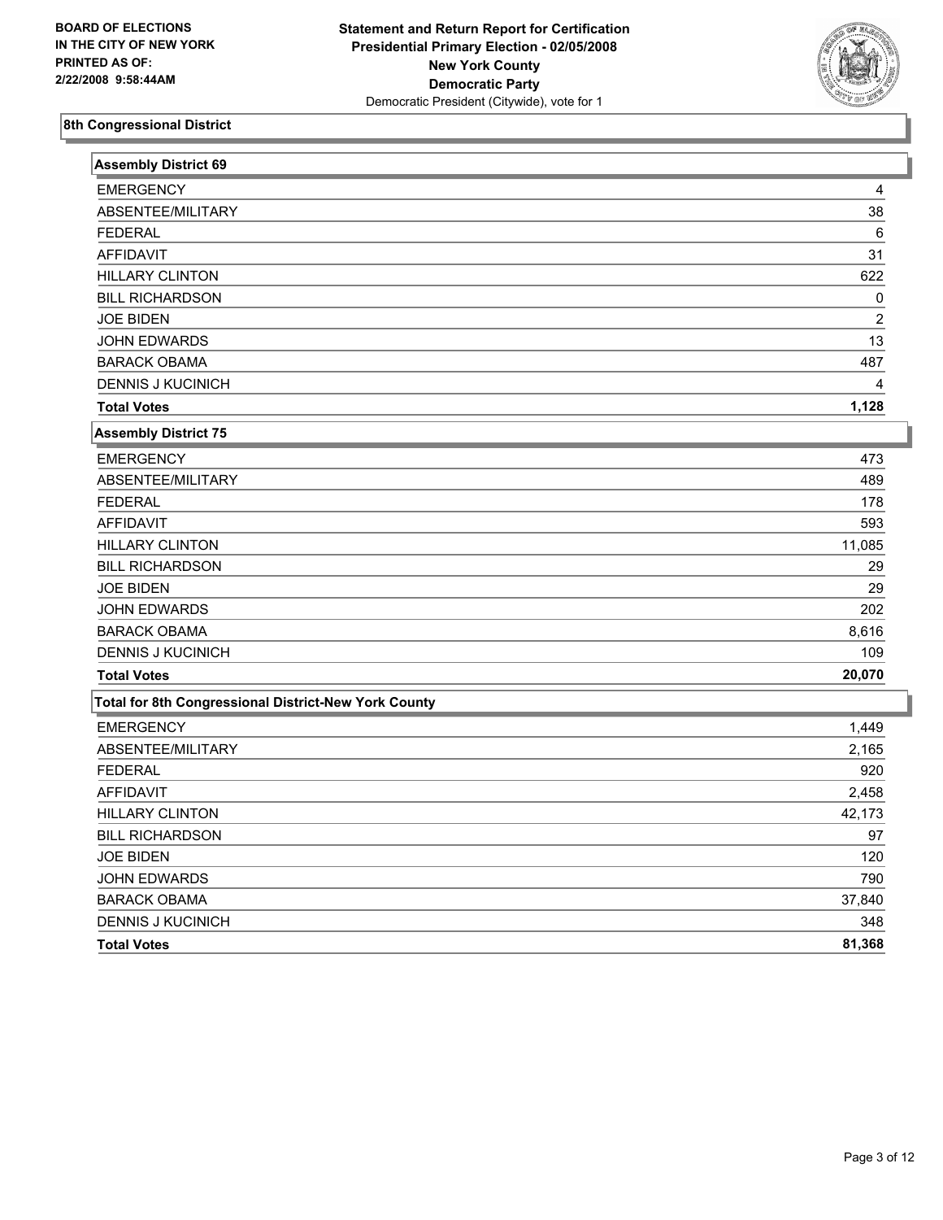BOARD OF ELECTIONS
IN THE CITY OF NEW YORK
PRINTED AS OF:
2/22/2008 9:58:44AM

**Statement and Return Report for Certification**
**Presidential Primary Election - 02/05/2008**
**New York County**
**Democratic Party**
Democratic President (Citywide), vote for 1

## 8th Congressional District

### Assembly District 69

| | |
|---|---|
| EMERGENCY | 4 |
| ABSENTEE/MILITARY | 38 |
| FEDERAL | 6 |
| AFFIDAVIT | 31 |
| HILLARY CLINTON | 622 |
| BILL RICHARDSON | 0 |
| JOE BIDEN | 2 |
| JOHN EDWARDS | 13 |
| BARACK OBAMA | 487 |
| DENNIS J KUCINICH | 4 |
| **Total Votes** | **1,128** |

### Assembly District 75

| | |
|---|---|
| EMERGENCY | 473 |
| ABSENTEE/MILITARY | 489 |
| FEDERAL | 178 |
| AFFIDAVIT | 593 |
| HILLARY CLINTON | 11,085 |
| BILL RICHARDSON | 29 |
| JOE BIDEN | 29 |
| JOHN EDWARDS | 202 |
| BARACK OBAMA | 8,616 |
| DENNIS J KUCINICH | 109 |
| **Total Votes** | **20,070** |

### Total for 8th Congressional District-New York County

| | |
|---|---|
| EMERGENCY | 1,449 |
| ABSENTEE/MILITARY | 2,165 |
| FEDERAL | 920 |
| AFFIDAVIT | 2,458 |
| HILLARY CLINTON | 42,173 |
| BILL RICHARDSON | 97 |
| JOE BIDEN | 120 |
| JOHN EDWARDS | 790 |
| BARACK OBAMA | 37,840 |
| DENNIS J KUCINICH | 348 |
| **Total Votes** | **81,368** |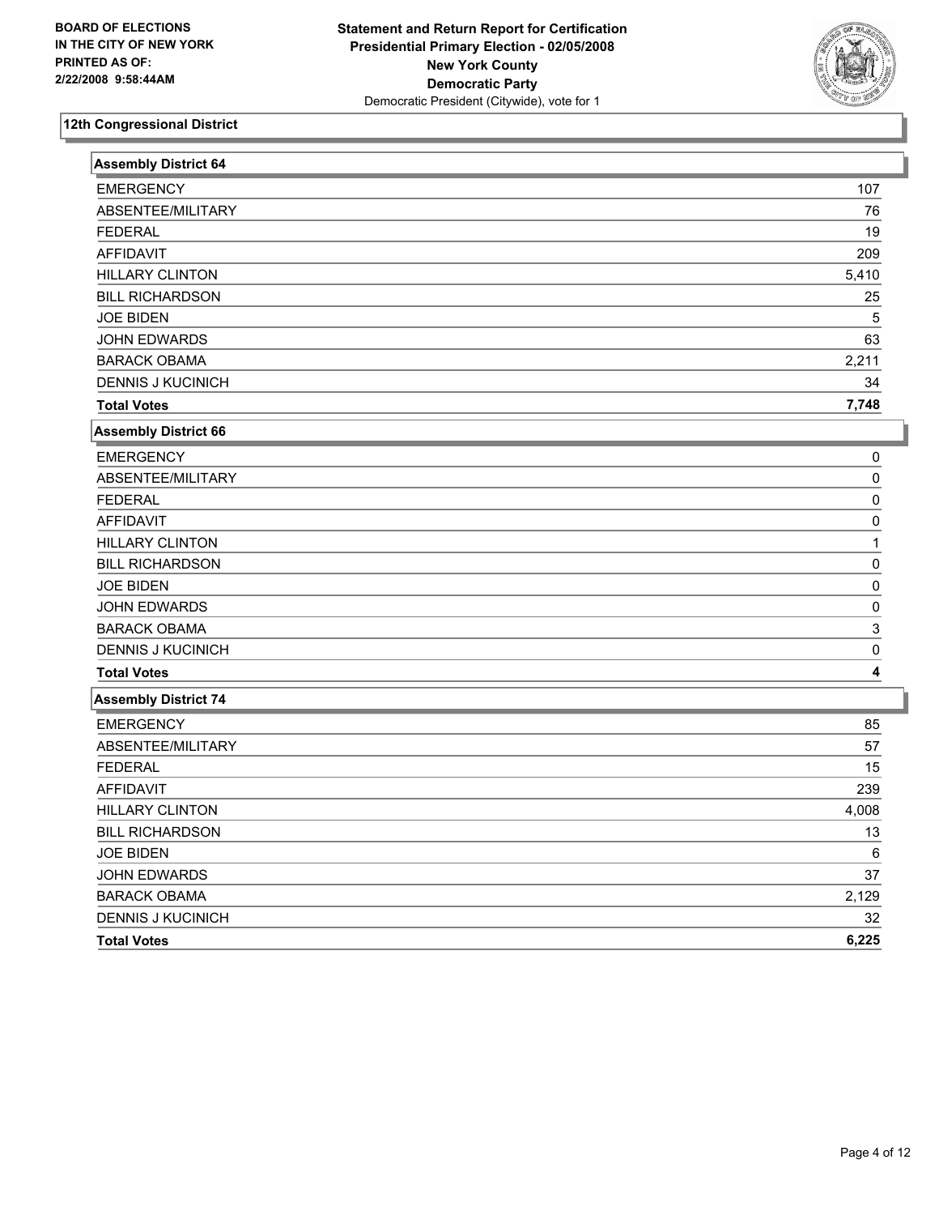BOARD OF ELECTIONS
IN THE CITY OF NEW YORK
PRINTED AS OF:
2/22/2008 9:58:44AM

**Statement and Return Report for Certification**
**Presidential Primary Election - 02/05/2008**
**New York County**
**Democratic Party**
Democratic President (Citywide), vote for 1

## 12th Congressional District

### Assembly District 64

| | |
|---|---|
| EMERGENCY | 107 |
| ABSENTEE/MILITARY | 76 |
| FEDERAL | 19 |
| AFFIDAVIT | 209 |
| HILLARY CLINTON | 5,410 |
| BILL RICHARDSON | 25 |
| JOE BIDEN | 5 |
| JOHN EDWARDS | 63 |
| BARACK OBAMA | 2,211 |
| DENNIS J KUCINICH | 34 |
| **Total Votes** | **7,748** |

### Assembly District 66

| | |
|---|---|
| EMERGENCY | 0 |
| ABSENTEE/MILITARY | 0 |
| FEDERAL | 0 |
| AFFIDAVIT | 0 |
| HILLARY CLINTON | 1 |
| BILL RICHARDSON | 0 |
| JOE BIDEN | 0 |
| JOHN EDWARDS | 0 |
| BARACK OBAMA | 3 |
| DENNIS J KUCINICH | 0 |
| **Total Votes** | **4** |

### Assembly District 74

| | |
|---|---|
| EMERGENCY | 85 |
| ABSENTEE/MILITARY | 57 |
| FEDERAL | 15 |
| AFFIDAVIT | 239 |
| HILLARY CLINTON | 4,008 |
| BILL RICHARDSON | 13 |
| JOE BIDEN | 6 |
| JOHN EDWARDS | 37 |
| BARACK OBAMA | 2,129 |
| DENNIS J KUCINICH | 32 |
| **Total Votes** | **6,225** |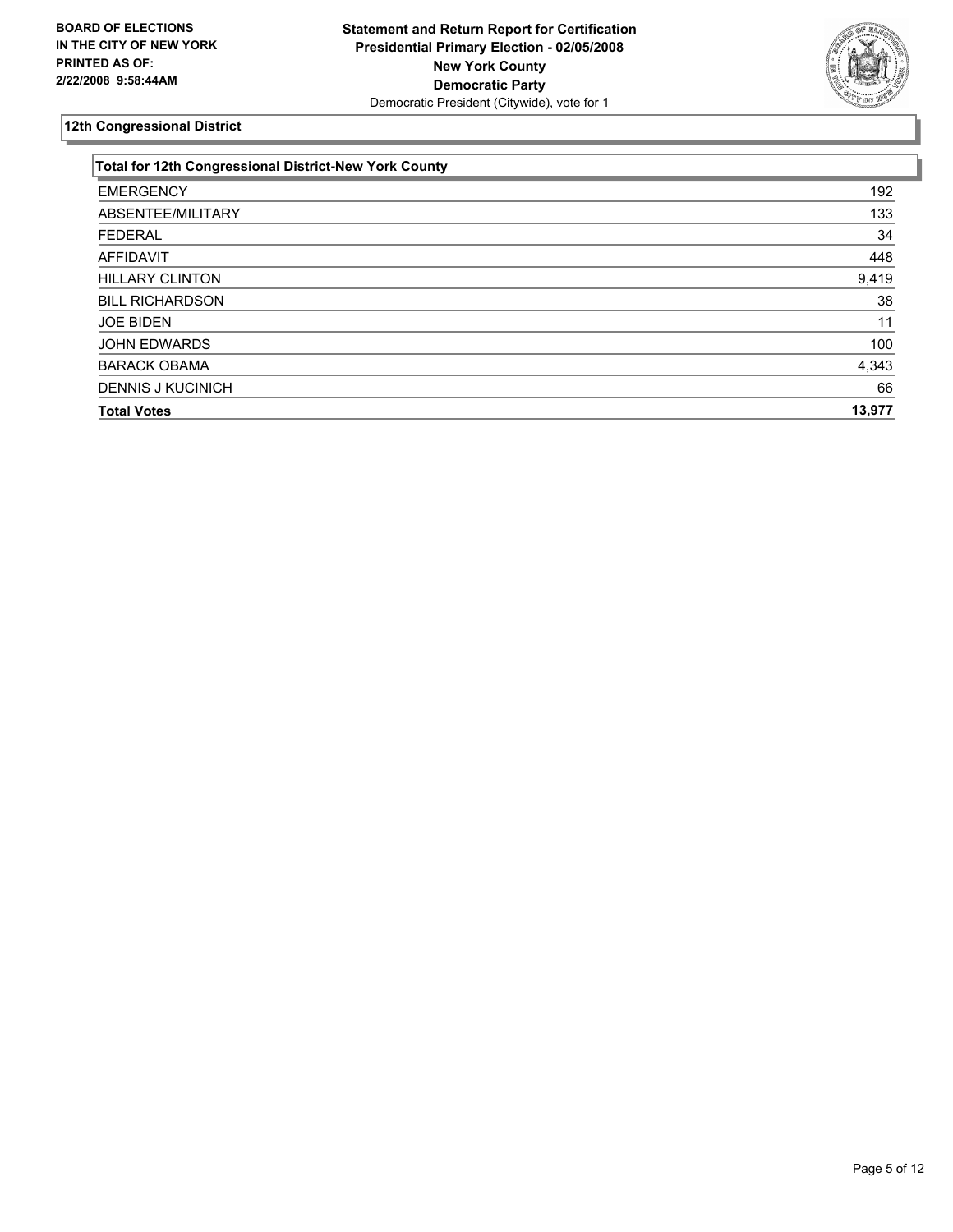**BOARD OF ELECTIONS IN THE CITY OF NEW YORK PRINTED AS OF: 2/22/2008 9:58:44AM**

**Statement and Return Report for Certification**
**Presidential Primary Election - 02/05/2008**
**New York County**
**Democratic Party**
Democratic President (Citywide), vote for 1

## 12th Congressional District

| Total for 12th Congressional District-New York County | |
|---|---|
| EMERGENCY | 192 |
| ABSENTEE/MILITARY | 133 |
| FEDERAL | 34 |
| AFFIDAVIT | 448 |
| HILLARY CLINTON | 9,419 |
| BILL RICHARDSON | 38 |
| JOE BIDEN | 11 |
| JOHN EDWARDS | 100 |
| BARACK OBAMA | 4,343 |
| DENNIS J KUCINICH | 66 |
| **Total Votes** | **13,977** |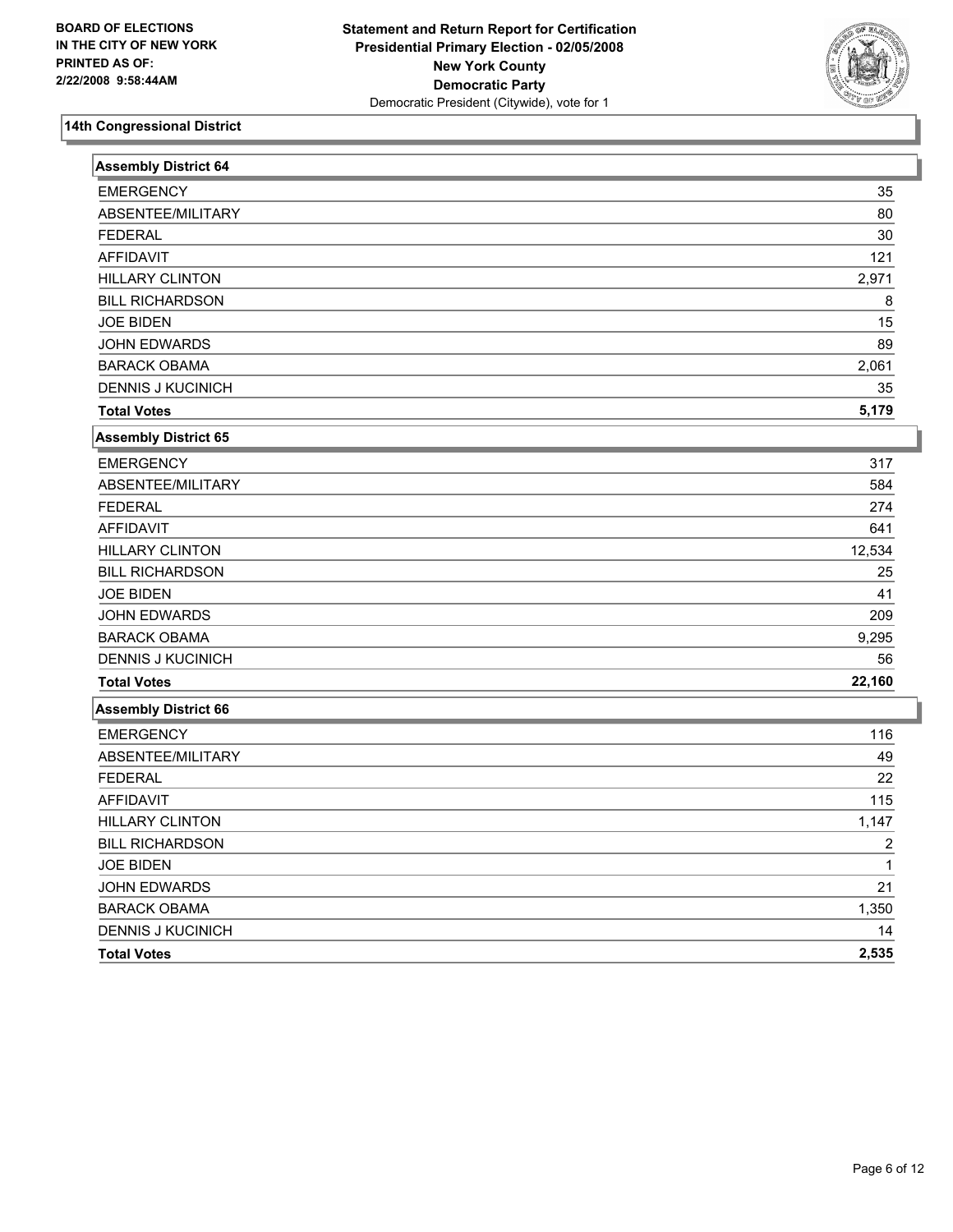**BOARD OF ELECTIONS**
**IN THE CITY OF NEW YORK**
**PRINTED AS OF:**
**2/22/2008 9:58:44AM**

**Statement and Return Report for Certification**
**Presidential Primary Election - 02/05/2008**
**New York County**
**Democratic Party**
Democratic President (Citywide), vote for 1

## 14th Congressional District

| Assembly District 64 | |
|---|---|
| EMERGENCY | 35 |
| ABSENTEE/MILITARY | 80 |
| FEDERAL | 30 |
| AFFIDAVIT | 121 |
| HILLARY CLINTON | 2,971 |
| BILL RICHARDSON | 8 |
| JOE BIDEN | 15 |
| JOHN EDWARDS | 89 |
| BARACK OBAMA | 2,061 |
| DENNIS J KUCINICH | 35 |
| **Total Votes** | **5,179** |

| Assembly District 65 | |
|---|---|
| EMERGENCY | 317 |
| ABSENTEE/MILITARY | 584 |
| FEDERAL | 274 |
| AFFIDAVIT | 641 |
| HILLARY CLINTON | 12,534 |
| BILL RICHARDSON | 25 |
| JOE BIDEN | 41 |
| JOHN EDWARDS | 209 |
| BARACK OBAMA | 9,295 |
| DENNIS J KUCINICH | 56 |
| **Total Votes** | **22,160** |

| Assembly District 66 | |
|---|---|
| EMERGENCY | 116 |
| ABSENTEE/MILITARY | 49 |
| FEDERAL | 22 |
| AFFIDAVIT | 115 |
| HILLARY CLINTON | 1,147 |
| BILL RICHARDSON | 2 |
| JOE BIDEN | 1 |
| JOHN EDWARDS | 21 |
| BARACK OBAMA | 1,350 |
| DENNIS J KUCINICH | 14 |
| **Total Votes** | **2,535** |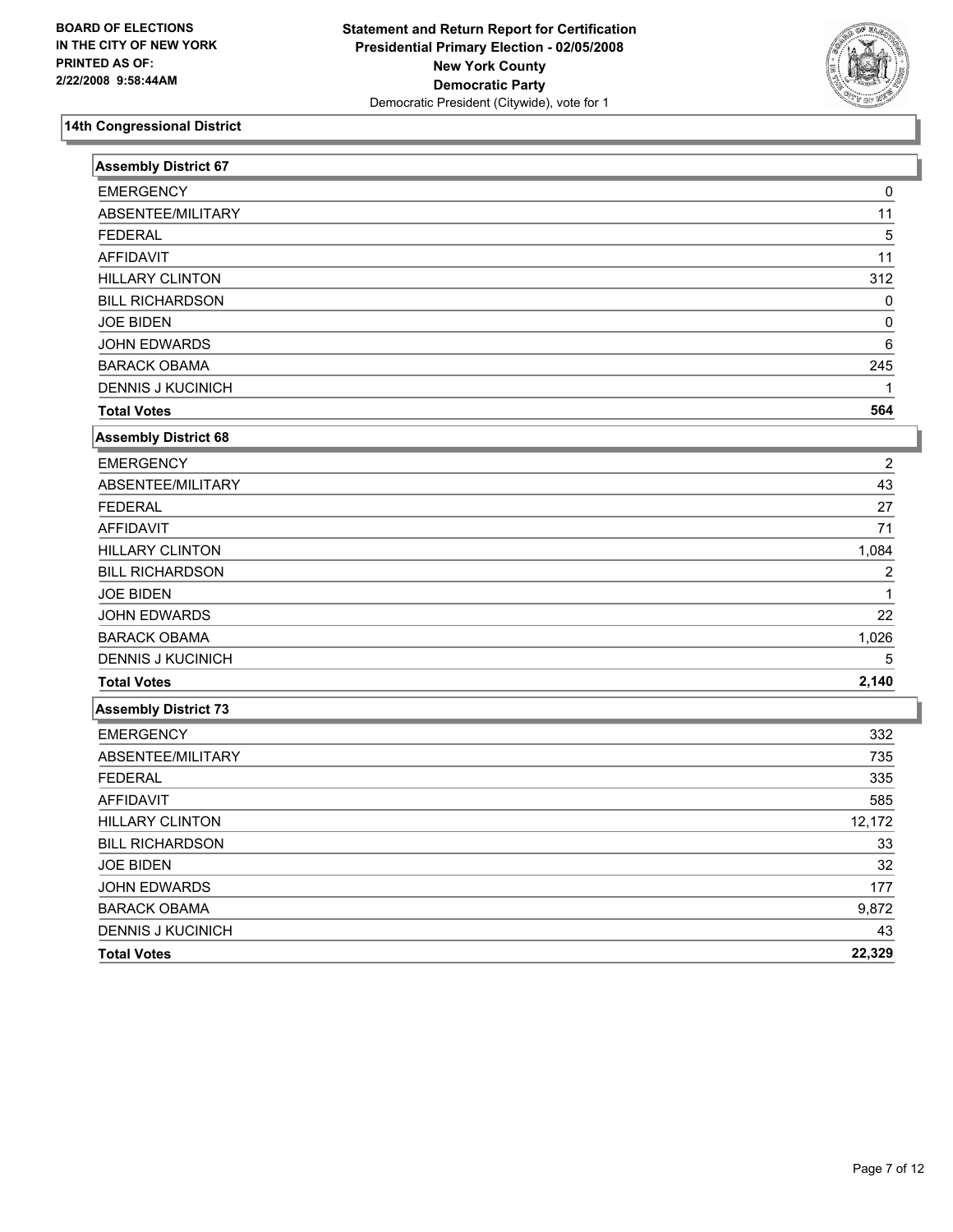**BOARD OF ELECTIONS IN THE CITY OF NEW YORK PRINTED AS OF: 2/22/2008 9:58:44AM**

**Statement and Return Report for Certification**
**Presidential Primary Election - 02/05/2008**
**New York County**
**Democratic Party**
Democratic President (Citywide), vote for 1

## 14th Congressional District

### Assembly District 67

| | |
|---|---|
| EMERGENCY | 0 |
| ABSENTEE/MILITARY | 11 |
| FEDERAL | 5 |
| AFFIDAVIT | 11 |
| HILLARY CLINTON | 312 |
| BILL RICHARDSON | 0 |
| JOE BIDEN | 0 |
| JOHN EDWARDS | 6 |
| BARACK OBAMA | 245 |
| DENNIS J KUCINICH | 1 |
| **Total Votes** | **564** |

### Assembly District 68

| | |
|---|---|
| EMERGENCY | 2 |
| ABSENTEE/MILITARY | 43 |
| FEDERAL | 27 |
| AFFIDAVIT | 71 |
| HILLARY CLINTON | 1,084 |
| BILL RICHARDSON | 2 |
| JOE BIDEN | 1 |
| JOHN EDWARDS | 22 |
| BARACK OBAMA | 1,026 |
| DENNIS J KUCINICH | 5 |
| **Total Votes** | **2,140** |

### Assembly District 73

| | |
|---|---|
| EMERGENCY | 332 |
| ABSENTEE/MILITARY | 735 |
| FEDERAL | 335 |
| AFFIDAVIT | 585 |
| HILLARY CLINTON | 12,172 |
| BILL RICHARDSON | 33 |
| JOE BIDEN | 32 |
| JOHN EDWARDS | 177 |
| BARACK OBAMA | 9,872 |
| DENNIS J KUCINICH | 43 |
| **Total Votes** | **22,329** |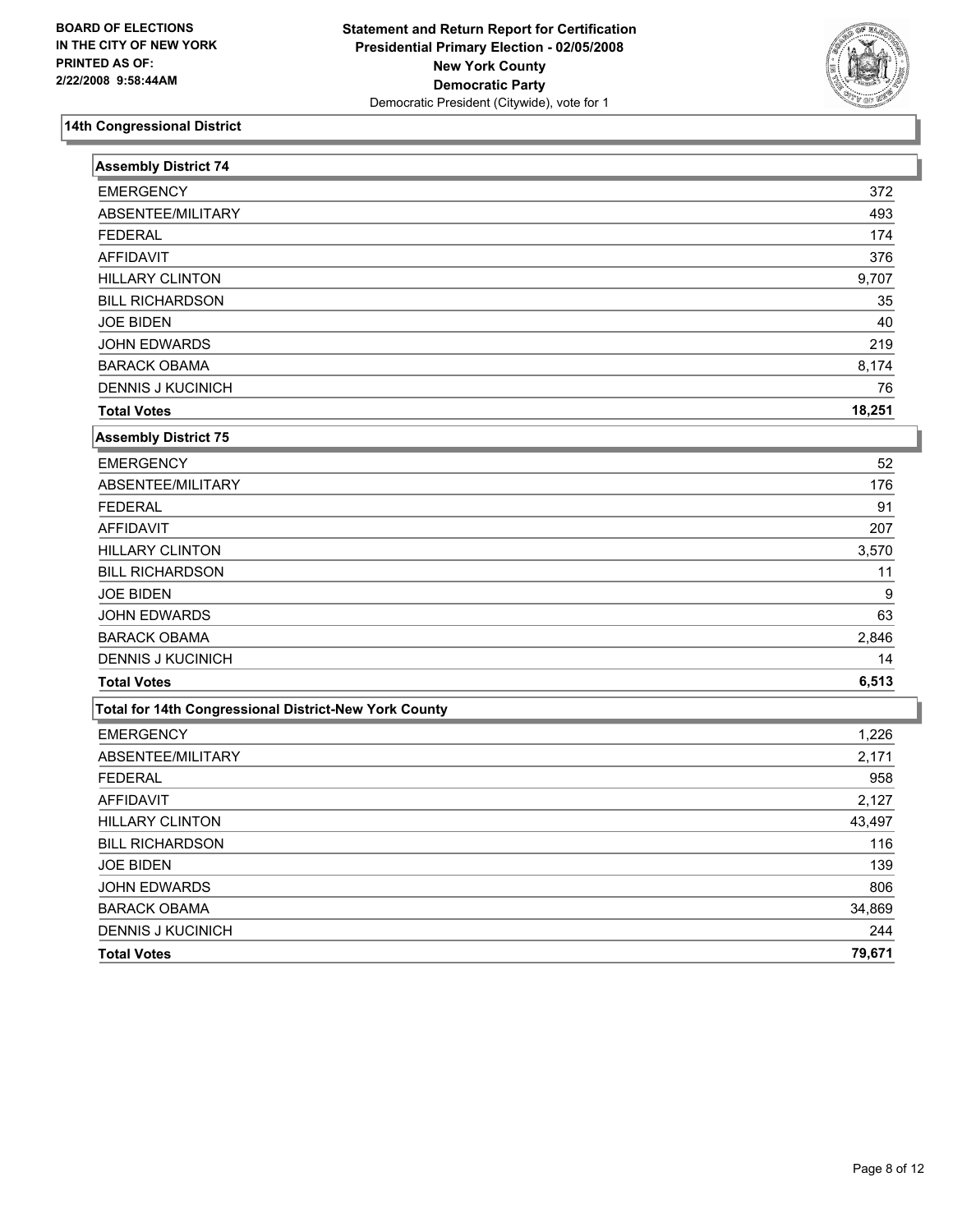BOARD OF ELECTIONS
IN THE CITY OF NEW YORK
PRINTED AS OF:
2/22/2008 9:58:44AM

**Statement and Return Report for Certification**
**Presidential Primary Election - 02/05/2008**
**New York County**
**Democratic Party**
Democratic President (Citywide), vote for 1

## 14th Congressional District

### Assembly District 74

| | |
|---|---|
| EMERGENCY | 372 |
| ABSENTEE/MILITARY | 493 |
| FEDERAL | 174 |
| AFFIDAVIT | 376 |
| HILLARY CLINTON | 9,707 |
| BILL RICHARDSON | 35 |
| JOE BIDEN | 40 |
| JOHN EDWARDS | 219 |
| BARACK OBAMA | 8,174 |
| DENNIS J KUCINICH | 76 |
| **Total Votes** | **18,251** |

### Assembly District 75

| | |
|---|---|
| EMERGENCY | 52 |
| ABSENTEE/MILITARY | 176 |
| FEDERAL | 91 |
| AFFIDAVIT | 207 |
| HILLARY CLINTON | 3,570 |
| BILL RICHARDSON | 11 |
| JOE BIDEN | 9 |
| JOHN EDWARDS | 63 |
| BARACK OBAMA | 2,846 |
| DENNIS J KUCINICH | 14 |
| **Total Votes** | **6,513** |

### Total for 14th Congressional District-New York County

| | |
|---|---|
| EMERGENCY | 1,226 |
| ABSENTEE/MILITARY | 2,171 |
| FEDERAL | 958 |
| AFFIDAVIT | 2,127 |
| HILLARY CLINTON | 43,497 |
| BILL RICHARDSON | 116 |
| JOE BIDEN | 139 |
| JOHN EDWARDS | 806 |
| BARACK OBAMA | 34,869 |
| DENNIS J KUCINICH | 244 |
| **Total Votes** | **79,671** |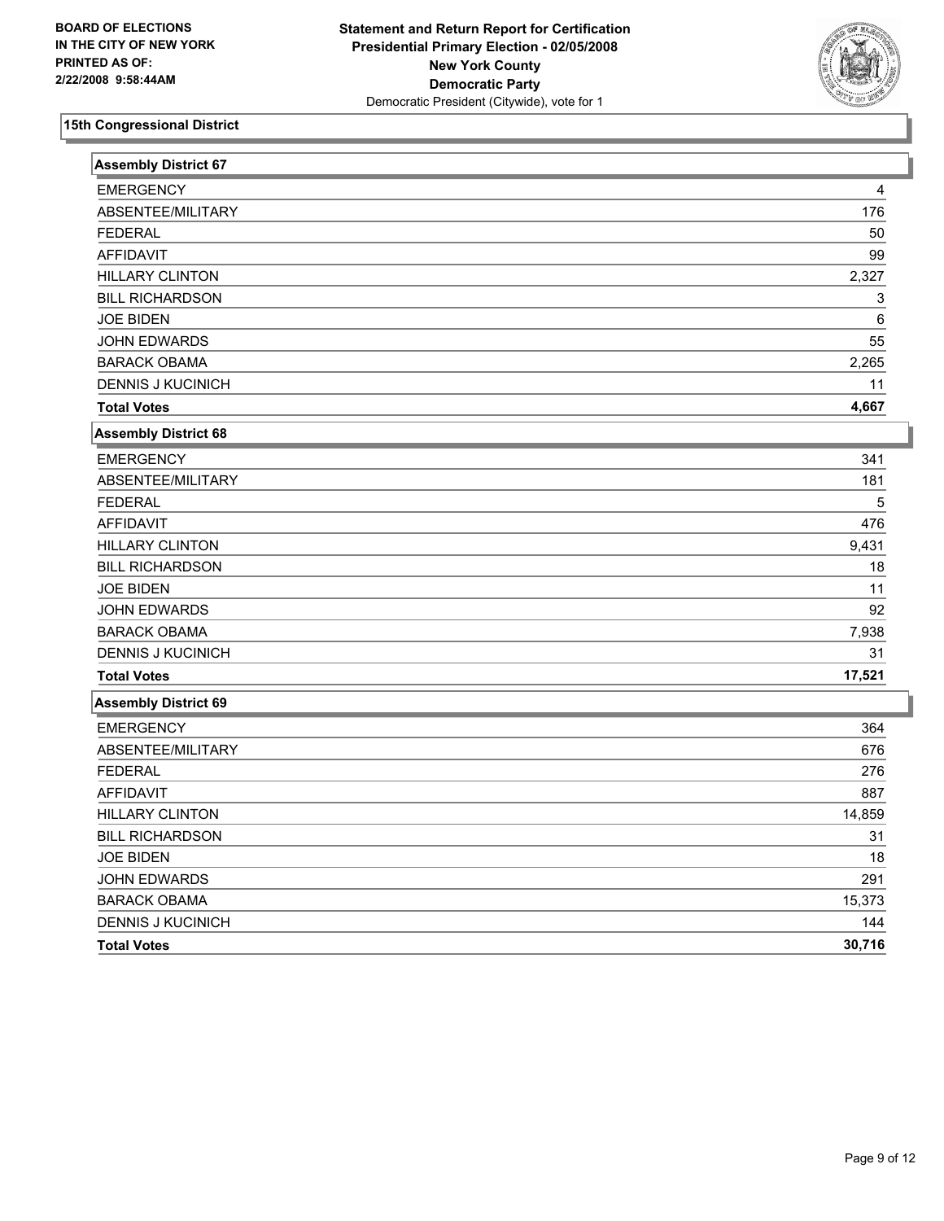BOARD OF ELECTIONS
IN THE CITY OF NEW YORK
PRINTED AS OF:
2/22/2008 9:58:44AM

**Statement and Return Report for Certification**
**Presidential Primary Election - 02/05/2008**
**New York County**
**Democratic Party**
Democratic President (Citywide), vote for 1

## 15th Congressional District

### Assembly District 67

| | |
|---|---|
| EMERGENCY | 4 |
| ABSENTEE/MILITARY | 176 |
| FEDERAL | 50 |
| AFFIDAVIT | 99 |
| HILLARY CLINTON | 2,327 |
| BILL RICHARDSON | 3 |
| JOE BIDEN | 6 |
| JOHN EDWARDS | 55 |
| BARACK OBAMA | 2,265 |
| DENNIS J KUCINICH | 11 |
| **Total Votes** | **4,667** |

### Assembly District 68

| | |
|---|---|
| EMERGENCY | 341 |
| ABSENTEE/MILITARY | 181 |
| FEDERAL | 5 |
| AFFIDAVIT | 476 |
| HILLARY CLINTON | 9,431 |
| BILL RICHARDSON | 18 |
| JOE BIDEN | 11 |
| JOHN EDWARDS | 92 |
| BARACK OBAMA | 7,938 |
| DENNIS J KUCINICH | 31 |
| **Total Votes** | **17,521** |

### Assembly District 69

| | |
|---|---|
| EMERGENCY | 364 |
| ABSENTEE/MILITARY | 676 |
| FEDERAL | 276 |
| AFFIDAVIT | 887 |
| HILLARY CLINTON | 14,859 |
| BILL RICHARDSON | 31 |
| JOE BIDEN | 18 |
| JOHN EDWARDS | 291 |
| BARACK OBAMA | 15,373 |
| DENNIS J KUCINICH | 144 |
| **Total Votes** | **30,716** |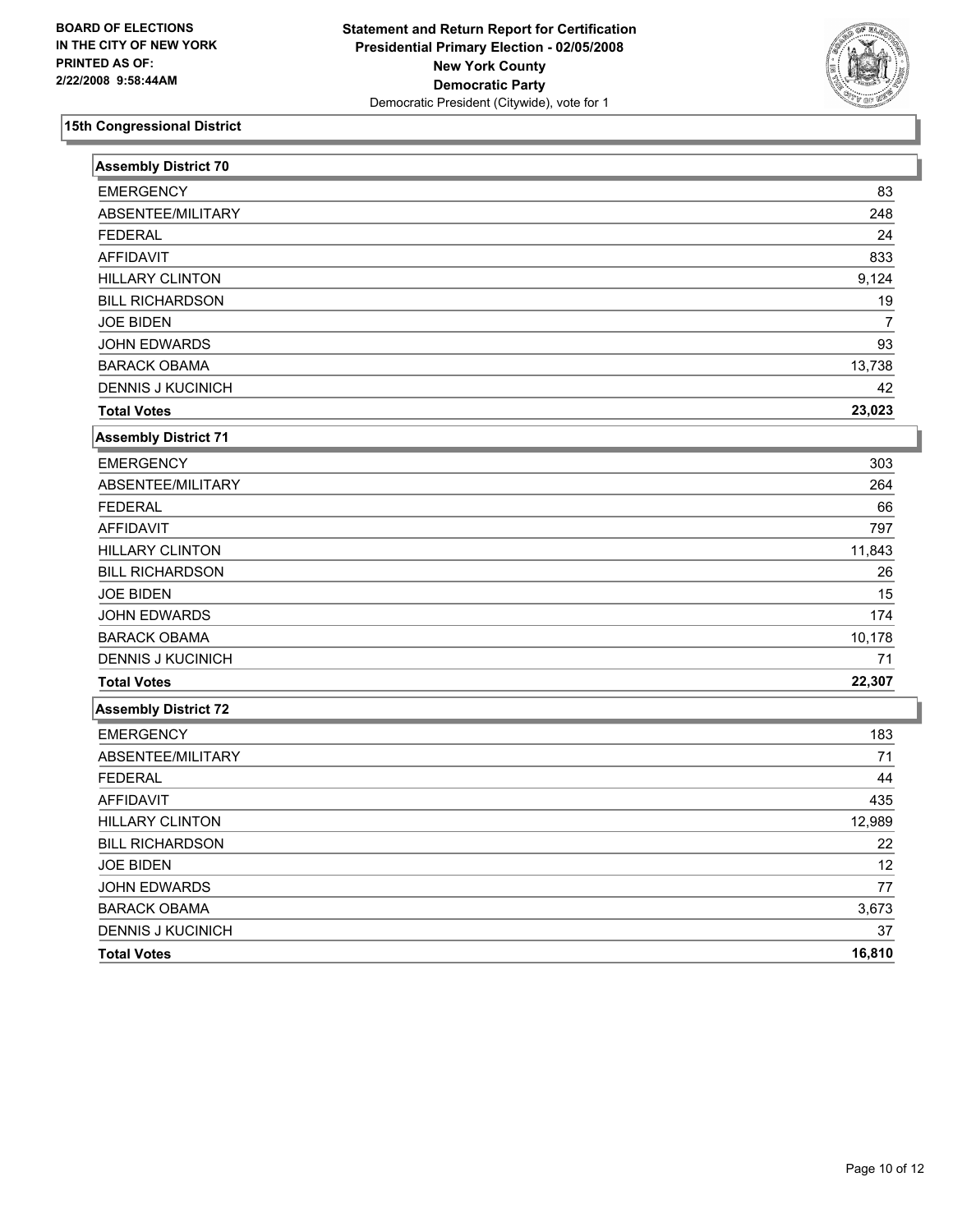BOARD OF ELECTIONS
IN THE CITY OF NEW YORK
PRINTED AS OF:
2/22/2008 9:58:44AM

**Statement and Return Report for Certification**
**Presidential Primary Election - 02/05/2008**
**New York County**
**Democratic Party**
Democratic President (Citywide), vote for 1

## 15th Congressional District

| Assembly District 70 | |
|---|---|
| EMERGENCY | 83 |
| ABSENTEE/MILITARY | 248 |
| FEDERAL | 24 |
| AFFIDAVIT | 833 |
| HILLARY CLINTON | 9,124 |
| BILL RICHARDSON | 19 |
| JOE BIDEN | 7 |
| JOHN EDWARDS | 93 |
| BARACK OBAMA | 13,738 |
| DENNIS J KUCINICH | 42 |
| **Total Votes** | **23,023** |

| Assembly District 71 | |
|---|---|
| EMERGENCY | 303 |
| ABSENTEE/MILITARY | 264 |
| FEDERAL | 66 |
| AFFIDAVIT | 797 |
| HILLARY CLINTON | 11,843 |
| BILL RICHARDSON | 26 |
| JOE BIDEN | 15 |
| JOHN EDWARDS | 174 |
| BARACK OBAMA | 10,178 |
| DENNIS J KUCINICH | 71 |
| **Total Votes** | **22,307** |

| Assembly District 72 | |
|---|---|
| EMERGENCY | 183 |
| ABSENTEE/MILITARY | 71 |
| FEDERAL | 44 |
| AFFIDAVIT | 435 |
| HILLARY CLINTON | 12,989 |
| BILL RICHARDSON | 22 |
| JOE BIDEN | 12 |
| JOHN EDWARDS | 77 |
| BARACK OBAMA | 3,673 |
| DENNIS J KUCINICH | 37 |
| **Total Votes** | **16,810** |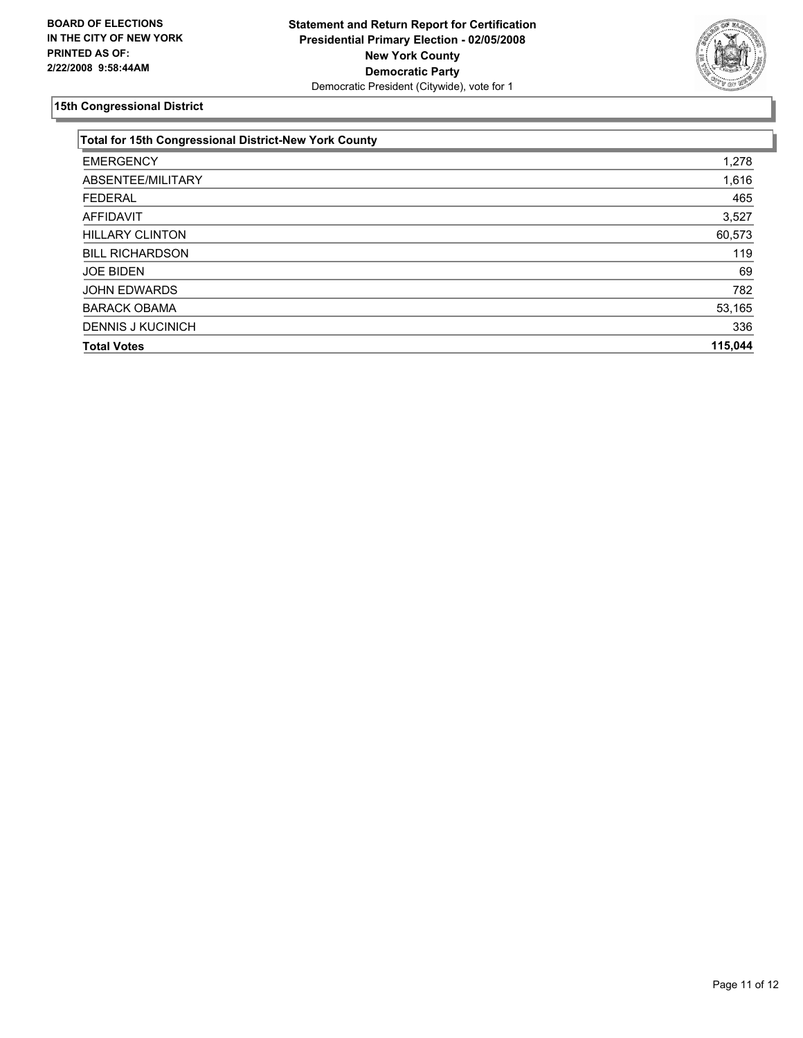**BOARD OF ELECTIONS IN THE CITY OF NEW YORK PRINTED AS OF: 2/22/2008 9:58:44AM**

**Statement and Return Report for Certification**
**Presidential Primary Election - 02/05/2008**
**New York County**
**Democratic Party**
Democratic President (Citywide), vote for 1

## 15th Congressional District

| Total for 15th Congressional District-New York County | |
|---|---|
| EMERGENCY | 1,278 |
| ABSENTEE/MILITARY | 1,616 |
| FEDERAL | 465 |
| AFFIDAVIT | 3,527 |
| HILLARY CLINTON | 60,573 |
| BILL RICHARDSON | 119 |
| JOE BIDEN | 69 |
| JOHN EDWARDS | 782 |
| BARACK OBAMA | 53,165 |
| DENNIS J KUCINICH | 336 |
| **Total Votes** | **115,044** |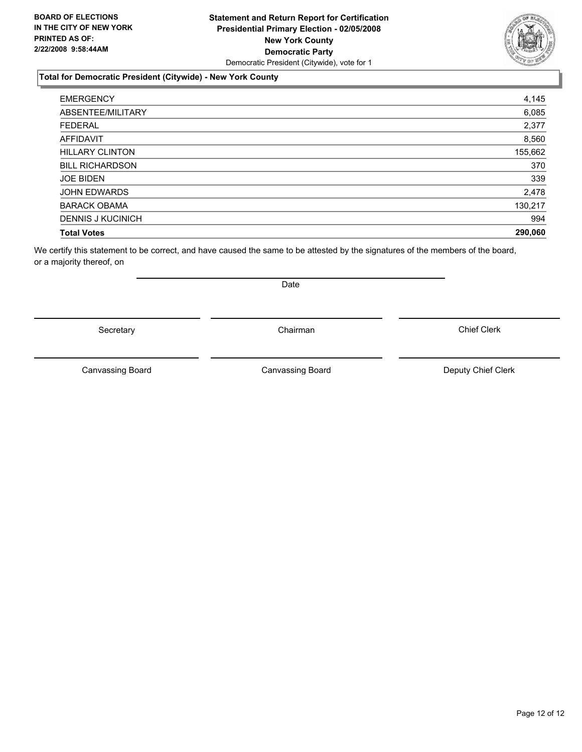**BOARD OF ELECTIONS IN THE CITY OF NEW YORK PRINTED AS OF: 2/22/2008 9:58:44AM**

**Statement and Return Report for Certification**
**Presidential Primary Election - 02/05/2008**
**New York County**
**Democratic Party**
Democratic President (Citywide), vote for 1

### Total for Democratic President (Citywide) - New York County

| | |
|---|---|
| EMERGENCY | 4,145 |
| ABSENTEE/MILITARY | 6,085 |
| FEDERAL | 2,377 |
| AFFIDAVIT | 8,560 |
| HILLARY CLINTON | 155,662 |
| BILL RICHARDSON | 370 |
| JOE BIDEN | 339 |
| JOHN EDWARDS | 2,478 |
| BARACK OBAMA | 130,217 |
| DENNIS J KUCINICH | 994 |
| **Total Votes** | **290,060** |

We certify this statement to be correct, and have caused the same to be attested by the signatures of the members of the board, or a majority thereof, on

Date

Secretary

Chairman

Chief Clerk

Canvassing Board

Canvassing Board

Deputy Chief Clerk